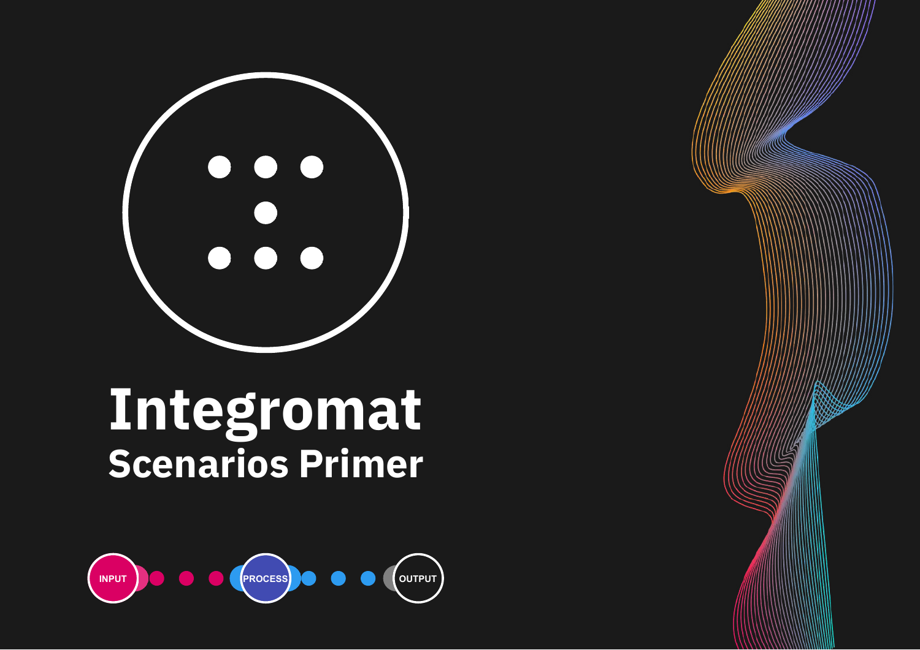# Integromat

## Scenarios Primer

INPUT PROCESS OUTPUT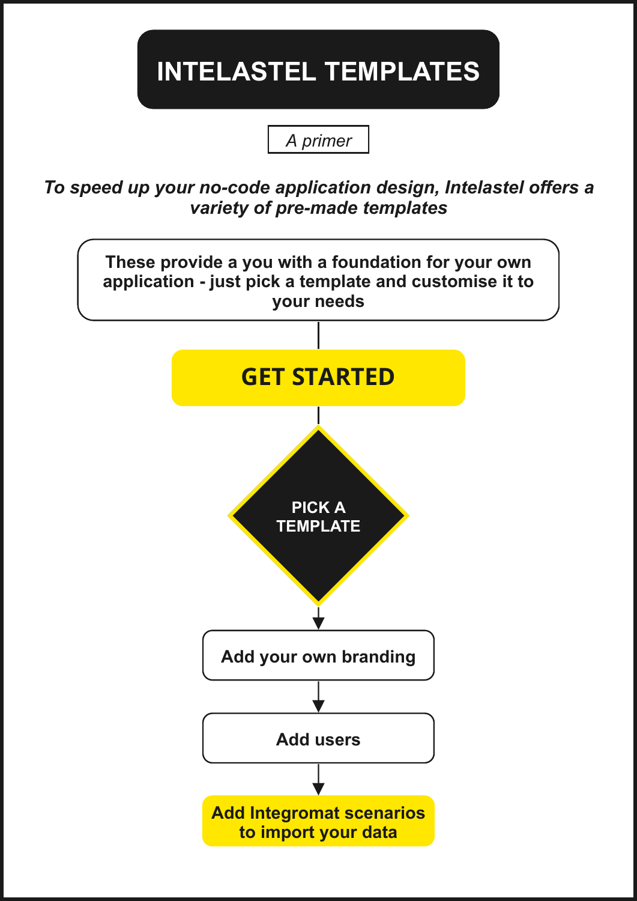# INTELASTEL TEMPLATES

*A primer*

***To speed up your no-code application design, Intelastel offers a variety of pre-made templates***

**These provide a you with a foundation for your own application - just pick a template and customise it to your needs**

## GET STARTED

**PICK A TEMPLATE**

**Add your own branding**

**Add users**

**Add Integromat scenarios to import your data**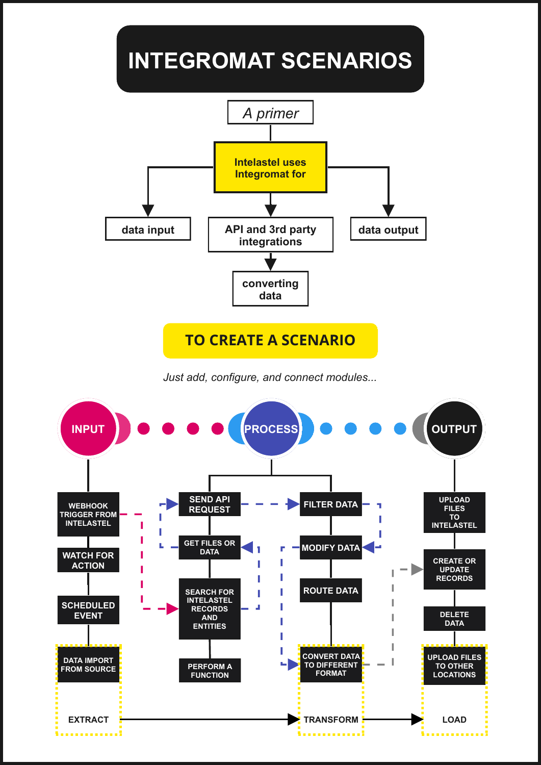# INTEGROMAT SCENARIOS

*A primer*

**Intelastel uses Integromat for**

- data input
- API and 3rd party integrations
  - converting data
- data output

## TO CREATE A SCENARIO

*Just add, configure, and connect modules...*

**INPUT** • • • • **PROCESS** • • • • **OUTPUT**

**INPUT**

- WEBHOOK TRIGGER FROM INTELASTEL
- WATCH FOR ACTION
- SCHEDULED EVENT
- DATA IMPORT FROM SOURCE

**PROCESS**

- SEND API REQUEST
- GET FILES OR DATA
- SEARCH FOR INTELASTEL RECORDS AND ENTITIES
- PERFORM A FUNCTION
- FILTER DATA
- MODIFY DATA
- ROUTE DATA
- CONVERT DATA TO DIFFERENT FORMAT

**OUTPUT**

- UPLOAD FILES TO INTELASTEL
- CREATE OR UPDATE RECORDS
- DELETE DATA
- UPLOAD FILES TO OTHER LOCATIONS

EXTRACT → TRANSFORM → LOAD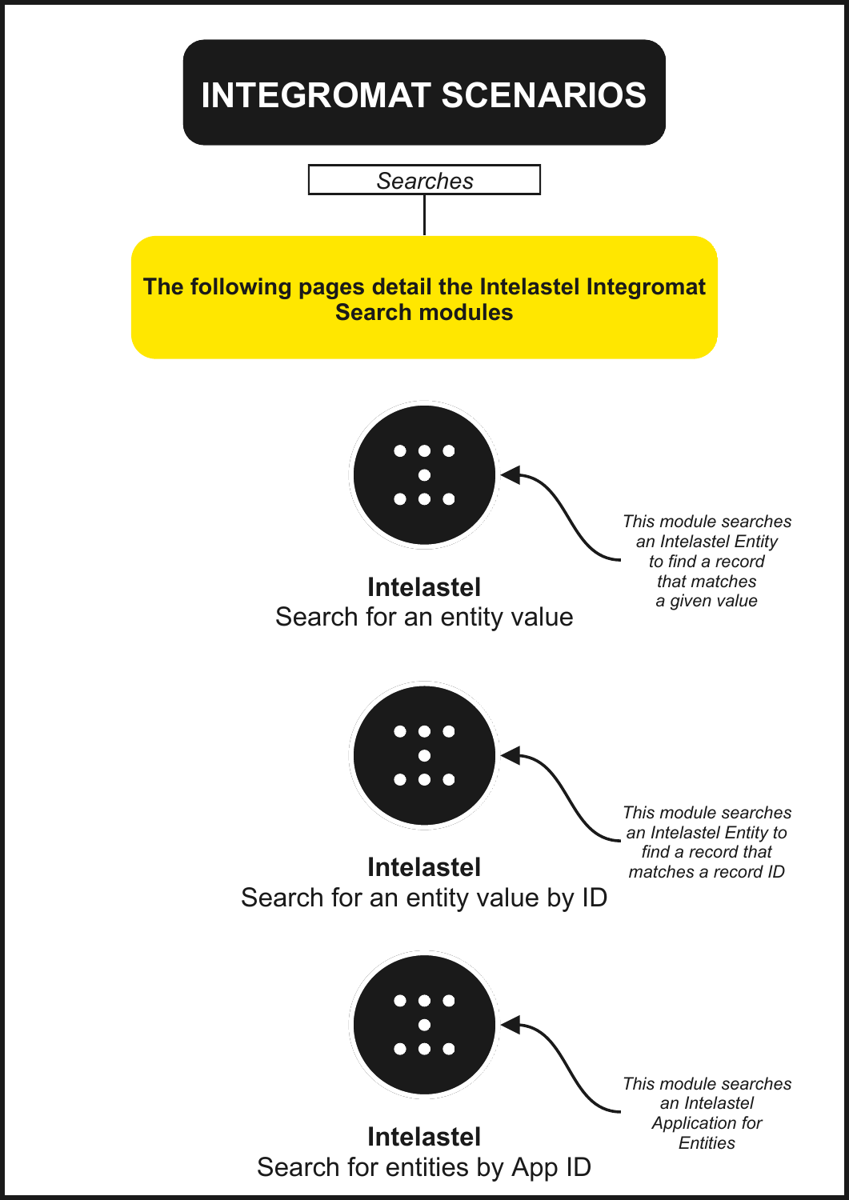# INTEGROMAT SCENARIOS

*Searches*

**The following pages detail the Intelastel Integromat Search modules**

**Intelastel**
Search for an entity value

*This module searches an Intelastel Entity to find a record that matches a given value*

**Intelastel**
Search for an entity value by ID

*This module searches an Intelastel Entity to find a record that matches a record ID*

**Intelastel**
Search for entities by App ID

*This module searches an Intelastel Application for Entities*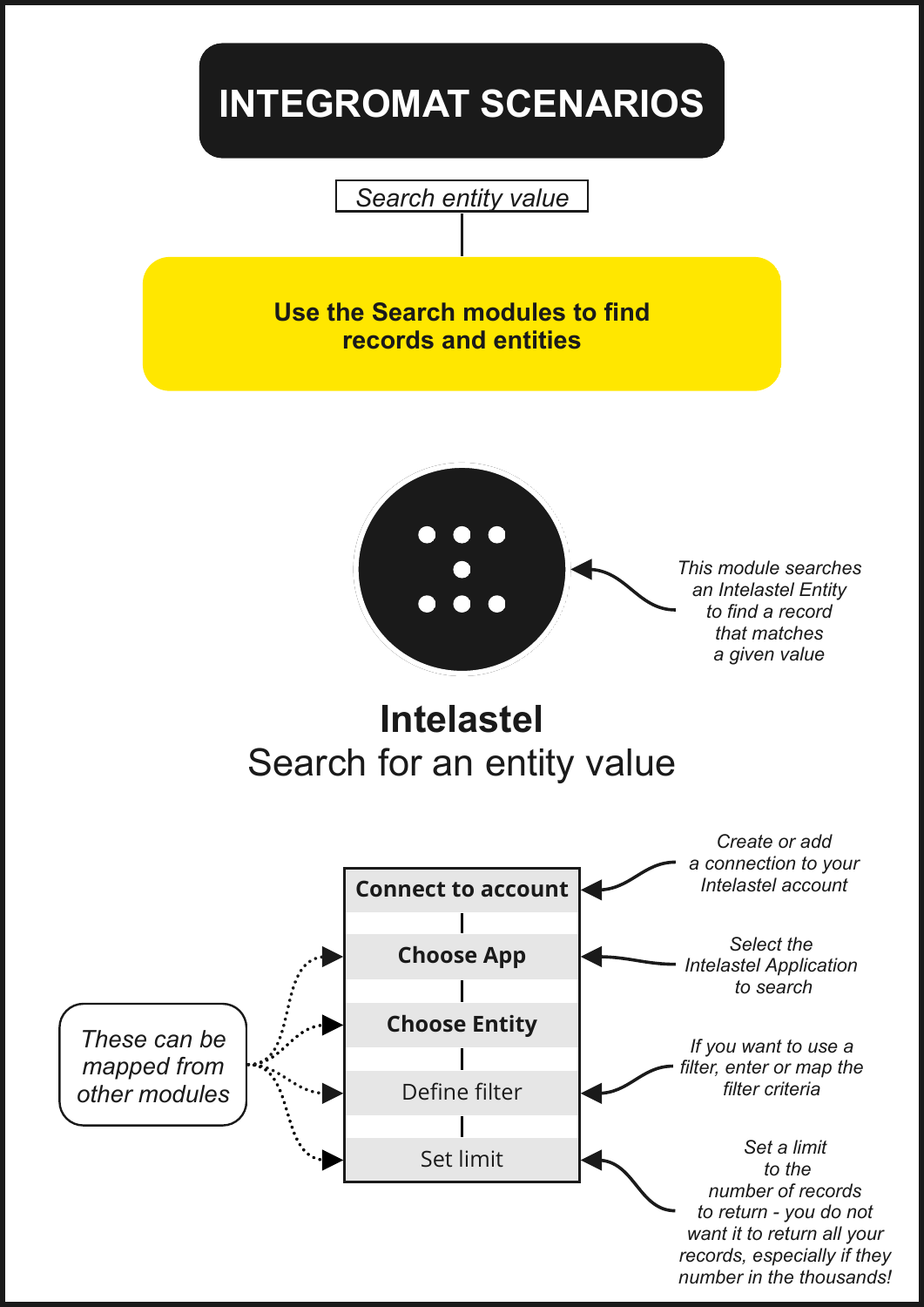# INTEGROMAT SCENARIOS

*Search entity value*

**Use the Search modules to find records and entities**

*This module searches an Intelastel Entity to find a record that matches a given value*

## Intelastel
Search for an entity value

- **Connect to account** — *Create or add a connection to your Intelastel account*
- **Choose App** — *Select the Intelastel Application to search*
- **Choose Entity**
- Define filter — *If you want to use a filter, enter or map the filter criteria*
- Set limit — *Set a limit to the number of records to return - you do not want it to return all your records, especially if they number in the thousands!*

*These can be mapped from other modules*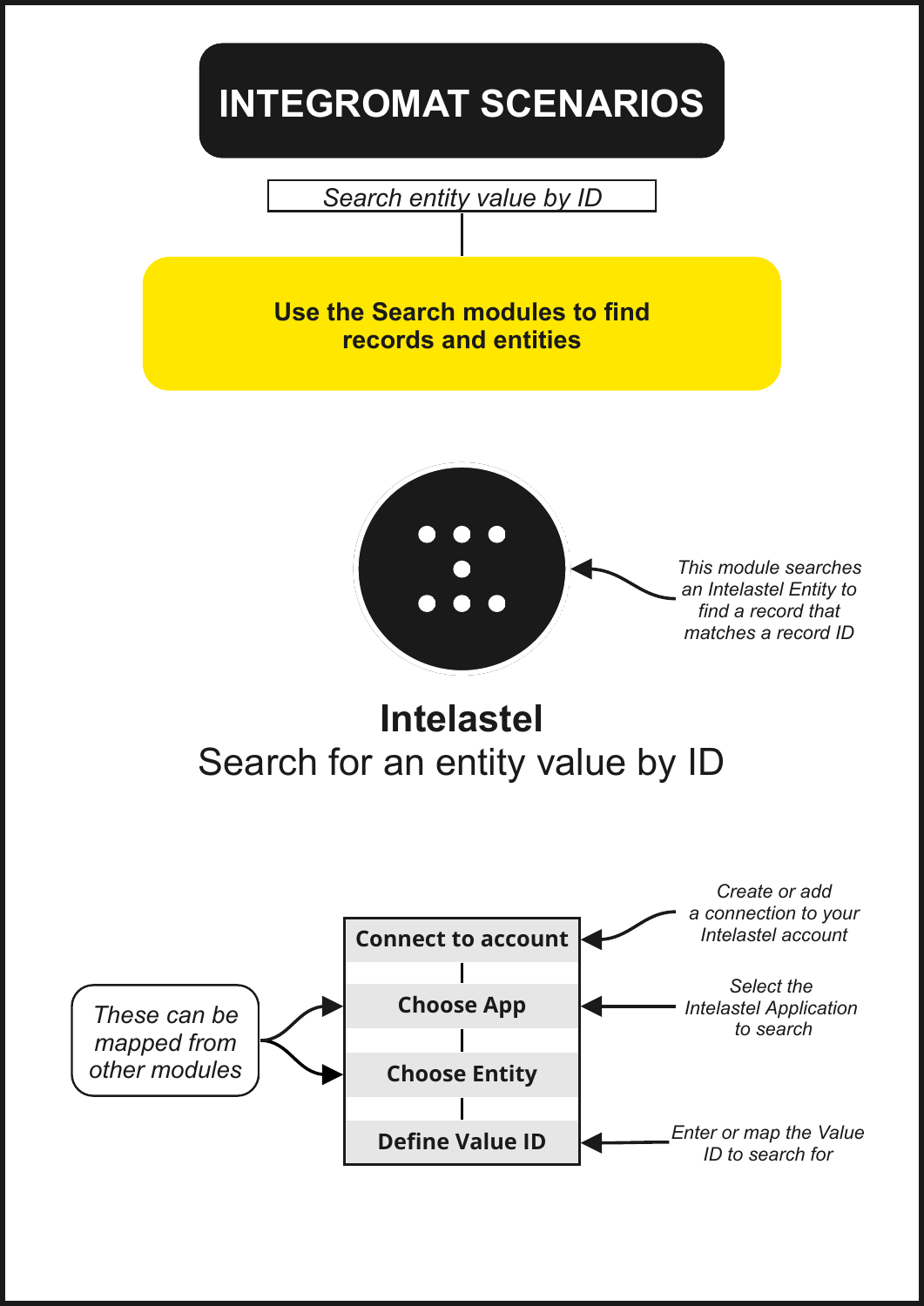# INTEGROMAT SCENARIOS

*Search entity value by ID*

**Use the Search modules to find records and entities**

*This module searches an Intelastel Entity to find a record that matches a record ID*

**Intelastel**

Search for an entity value by ID

- **Connect to account** — *Create or add a connection to your Intelastel account*
- **Choose App** — *Select the Intelastel Application to search*
- **Choose Entity**
- **Define Value ID** — *Enter or map the Value ID to search for*

*These can be mapped from other modules* (Choose App, Choose Entity)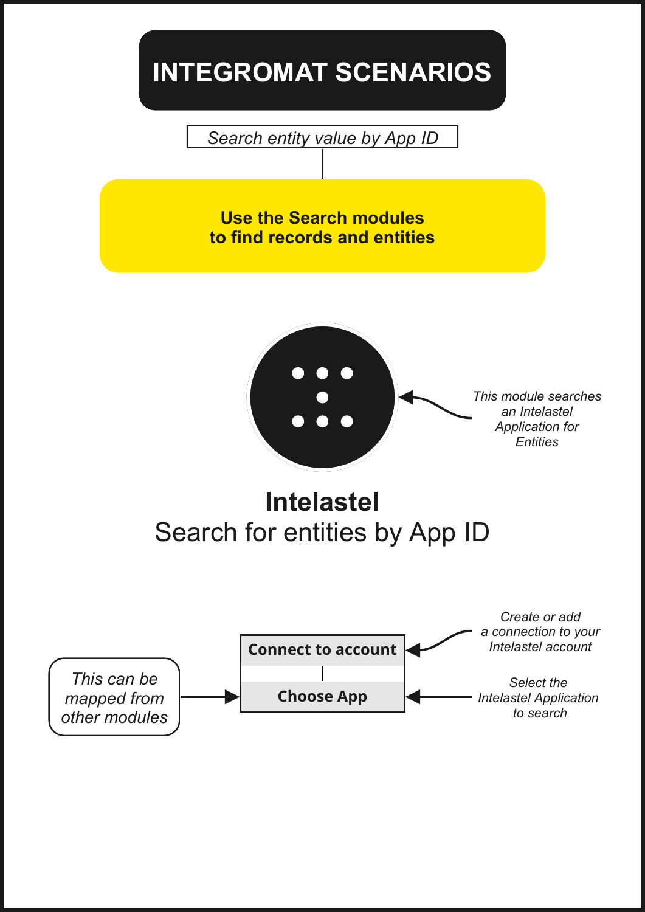# INTEGROMAT SCENARIOS

*Search entity value by App ID*

**Use the Search modules to find records and entities**

*This module searches an Intelastel Application for Entities*

**Intelastel**

Search for entities by App ID

**Connect to account**

**Choose App**

*Create or add a connection to your Intelastel account*

*Select the Intelastel Application to search*

*This can be mapped from other modules*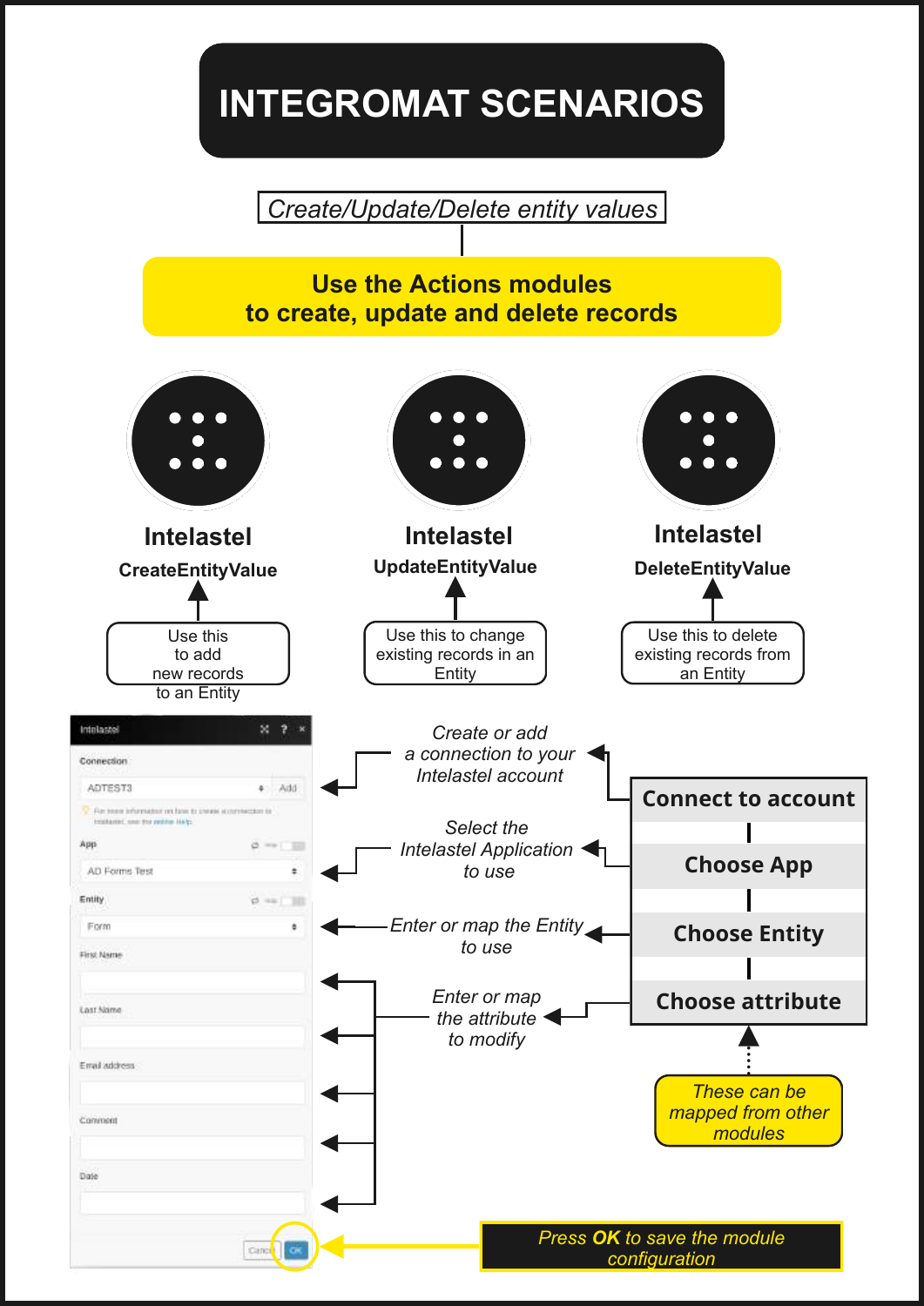# INTEGROMAT SCENARIOS

*Create/Update/Delete entity values*

**Use the Actions modules to create, update and delete records**

**Intelastel**
**CreateEntityValue**

Use this to add new records to an Entity

**Intelastel**
**UpdateEntityValue**

Use this to change existing records in an Entity

**Intelastel**
**DeleteEntityValue**

Use this to delete existing records from an Entity

Intelastel

Connection

ADTEST3 Add

App

AD Forms Test

Entity

Form

First Name

Last Name

Email address

Comment

Date

Cancel OK

*Create or add a connection to your Intelastel account*

*Select the Intelastel Application to use*

*Enter or map the Entity to use*

*Enter or map the attribute to modify*

**Connect to account**

**Choose App**

**Choose Entity**

**Choose attribute**

*These can be mapped from other modules*

*Press **OK** to save the module configuration*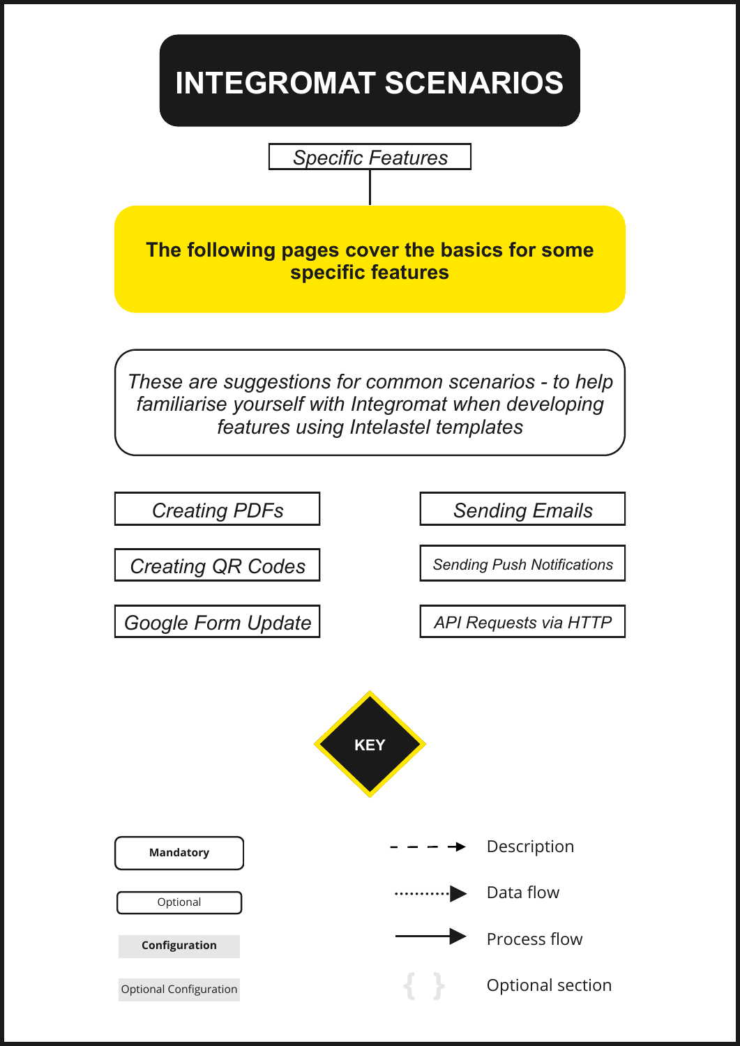# INTEGROMAT SCENARIOS

*Specific Features*

**The following pages cover the basics for some specific features**

*These are suggestions for common scenarios - to help familiarise yourself with Integromat when developing features using Intelastel templates*

- *Creating PDFs*
- *Creating QR Codes*
- *Google Form Update*
- *Sending Emails*
- *Sending Push Notifications*
- *API Requests via HTTP*

## KEY

- **Mandatory**
- Optional
- **Configuration**
- Optional Configuration
- Description
- Data flow
- Process flow
- Optional section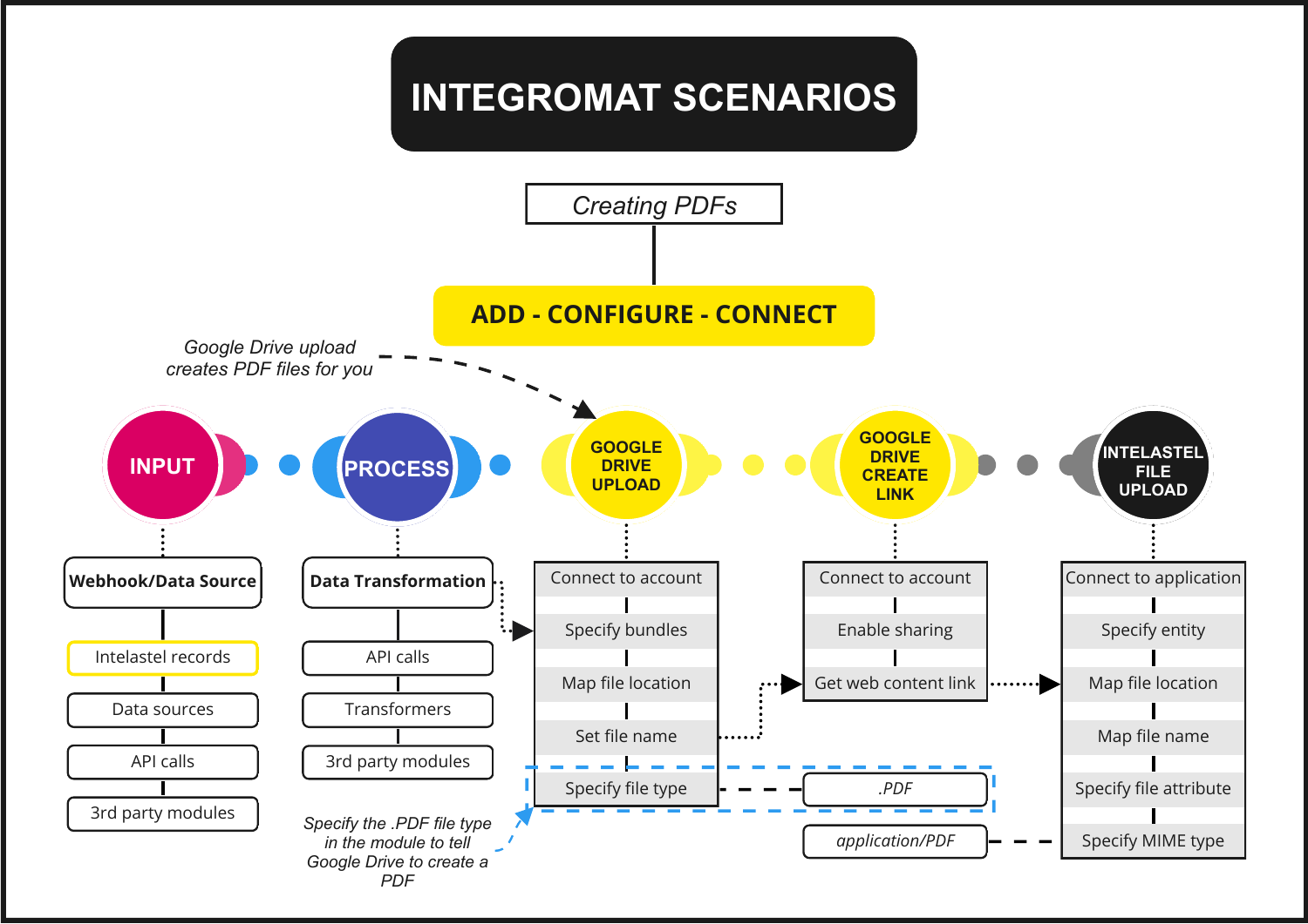# INTEGROMAT SCENARIOS

*Creating PDFs*

**ADD - CONFIGURE - CONNECT**

*Google Drive upload creates PDF files for you*

**INPUT** → **PROCESS** → **GOOGLE DRIVE UPLOAD** → **GOOGLE DRIVE CREATE LINK** → **INTELASTEL FILE UPLOAD**

**INPUT**

- **Webhook/Data Source**
  - Intelastel records
  - Data sources
  - API calls
  - 3rd party modules

**PROCESS**

- **Data Transformation**
  - API calls
  - Transformers
  - 3rd party modules

**GOOGLE DRIVE UPLOAD**

- Connect to account
- Specify bundles
- Map file location
- Set file name
- Specify file type — *.PDF*

**GOOGLE DRIVE CREATE LINK**

- Connect to account
- Enable sharing
- Get web content link

**INTELASTEL FILE UPLOAD**

- Connect to application
- Specify entity
- Map file location
- Map file name
- Specify file attribute
- Specify MIME type — *application/PDF*

*Specify the .PDF file type in the module to tell Google Drive to create a PDF*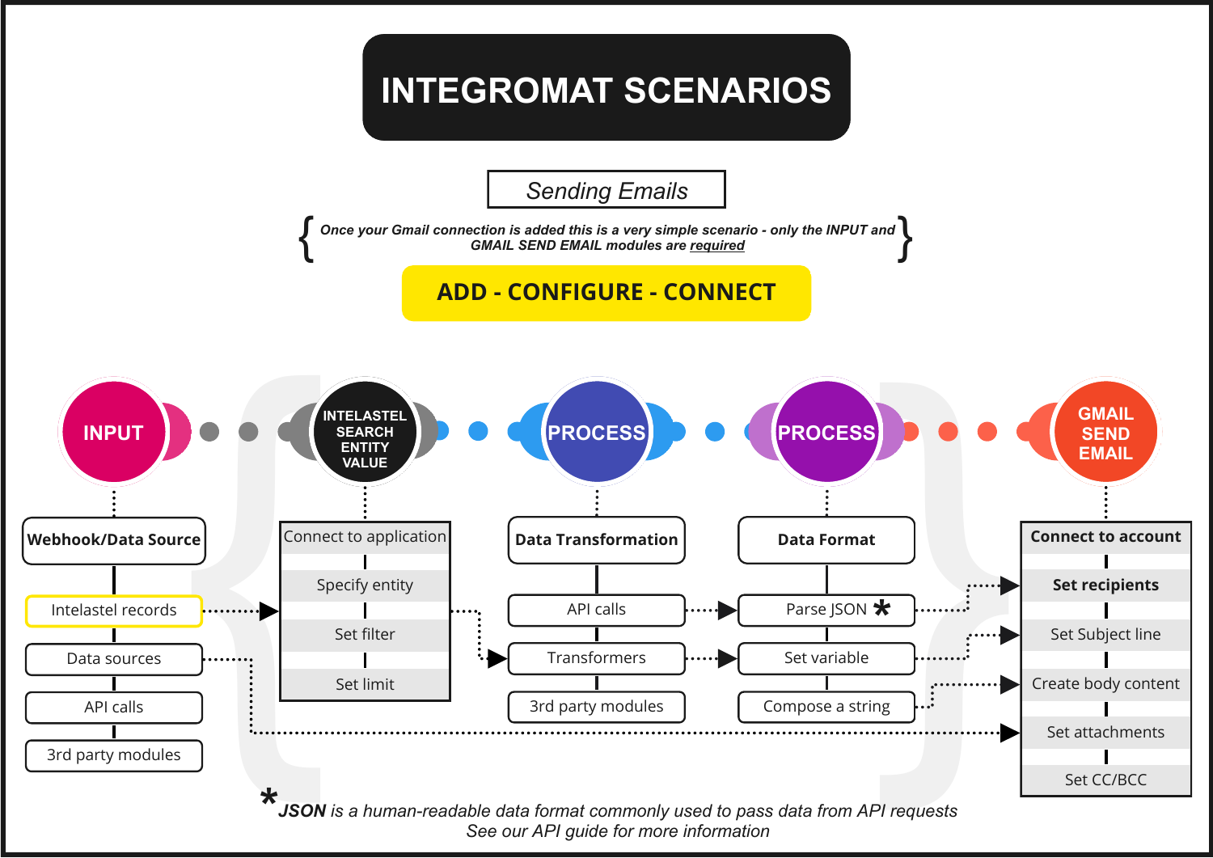# INTEGROMAT SCENARIOS

*Sending Emails*

{ ***Once your Gmail connection is added this is a very simple scenario - only the INPUT and GMAIL SEND EMAIL modules are required*** }

**ADD - CONFIGURE - CONNECT**

**INPUT** — **INTELASTEL SEARCH ENTITY VALUE** — **PROCESS** — **PROCESS** — **GMAIL SEND EMAIL**

**INPUT**
- **Webhook/Data Source**
  - Intelastel records
  - Data sources
  - API calls
  - 3rd party modules

**INTELASTEL SEARCH ENTITY VALUE**
- Connect to application
  - Specify entity
  - Set filter
  - Set limit

**PROCESS**
- **Data Transformation**
  - API calls
  - Transformers
  - 3rd party modules

**PROCESS**
- **Data Format**
  - Parse JSON *
  - Set variable
  - Compose a string

**GMAIL SEND EMAIL**
- **Connect to account**
  - **Set recipients**
  - Set Subject line
  - Create body content
  - Set attachments
  - Set CC/BCC

\* ***JSON** is a human-readable data format commonly used to pass data from API requests*
*See our API guide for more information*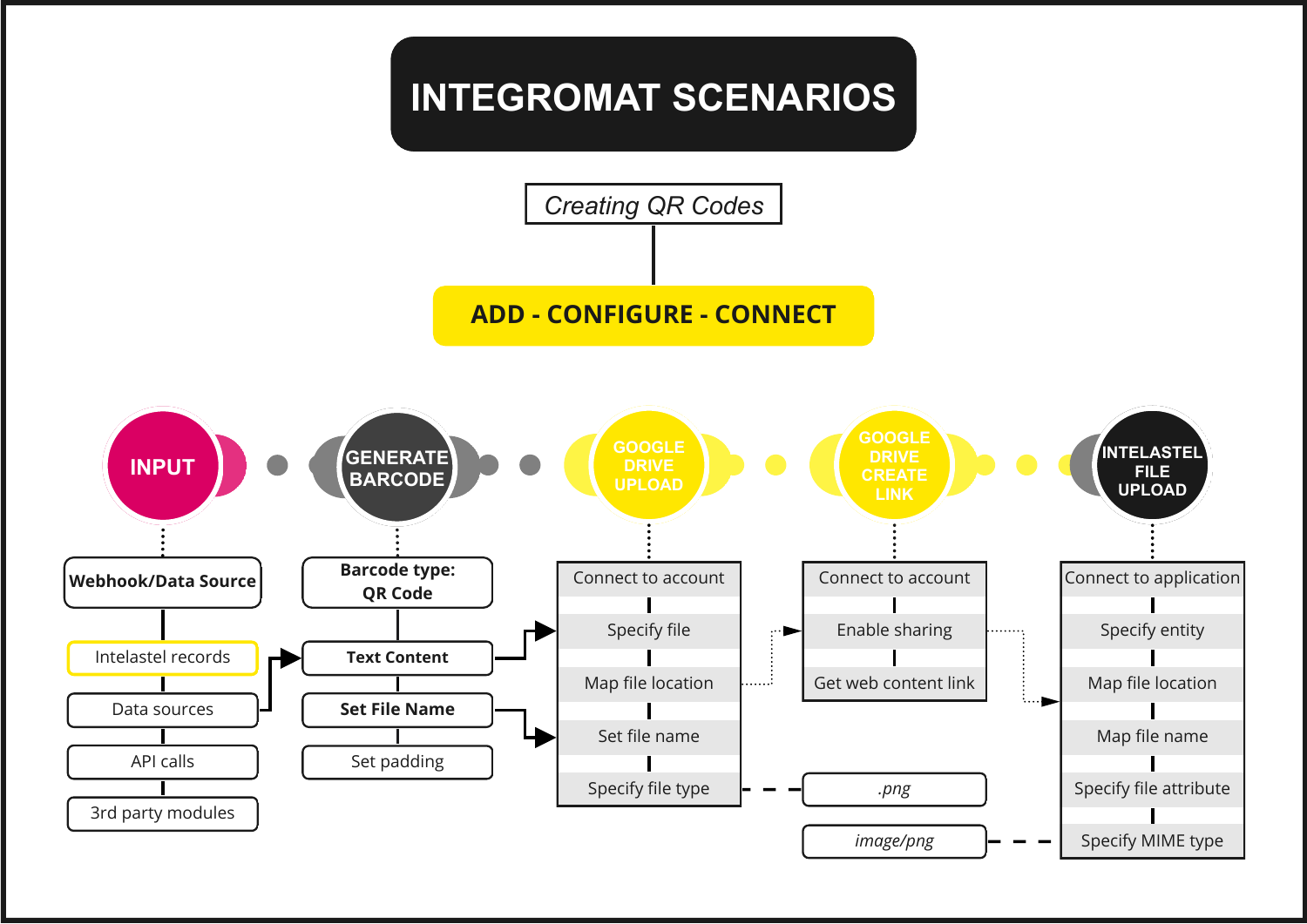# INTEGROMAT SCENARIOS

*Creating QR Codes*

**ADD - CONFIGURE - CONNECT**

**INPUT**

- **Webhook/Data Source**
  - Intelastel records
  - Data sources
  - API calls
  - 3rd party modules

**GENERATE BARCODE**

- **Barcode type: QR Code**
  - **Text Content**
  - **Set File Name**
  - Set padding

**GOOGLE DRIVE UPLOAD**

- Connect to account
- Specify file
- Map file location
- Set file name
- Specify file type

**GOOGLE DRIVE CREATE LINK**

- Connect to account
- Enable sharing
- Get web content link

*.png*

*image/png*

**INTELASTEL FILE UPLOAD**

- Connect to application
- Specify entity
- Map file location
- Map file name
- Specify file attribute
- Specify MIME type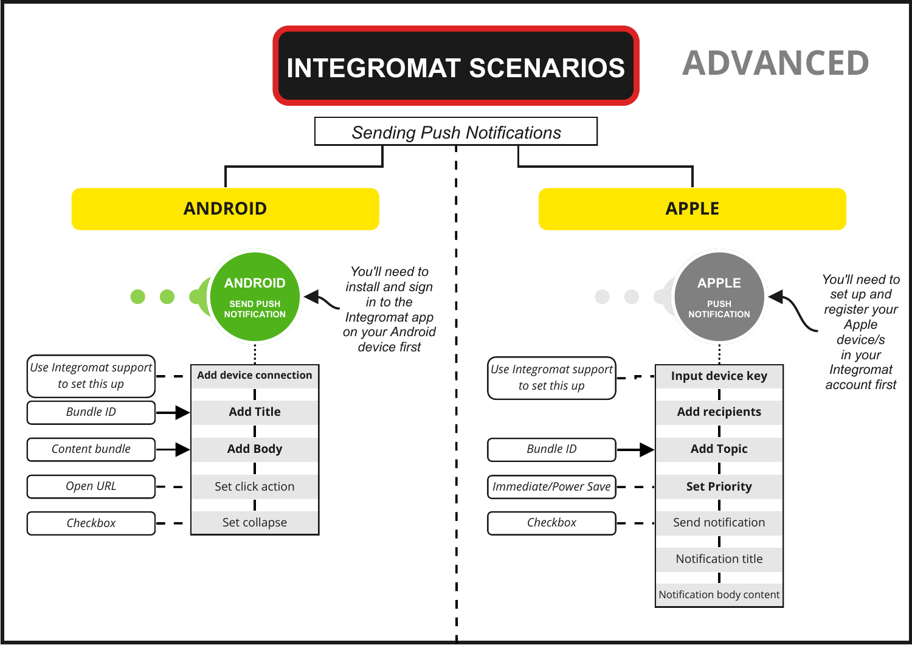# INTEGROMAT SCENARIOS

**ADVANCED**

*Sending Push Notifications*

## ANDROID

**ANDROID**
SEND PUSH NOTIFICATION

*You'll need to install and sign in to the Integromat app on your Android device first*

- **Add device connection** — *Use Integromat support to set this up*
- **Add Title** — *Bundle ID*
- **Add Body** — *Content bundle*
- Set click action — *Open URL*
- Set collapse — *Checkbox*

## APPLE

**APPLE**
PUSH NOTIFICATION

*You'll need to set up and register your Apple device/s in your Integromat account first*

- **Input device key** — *Use Integromat support to set this up*
- **Add recipients**
- **Add Topic** — *Bundle ID*
- **Set Priority** — *Immediate/Power Save*
- Send notification — *Checkbox*
- Notification title
- Notification body content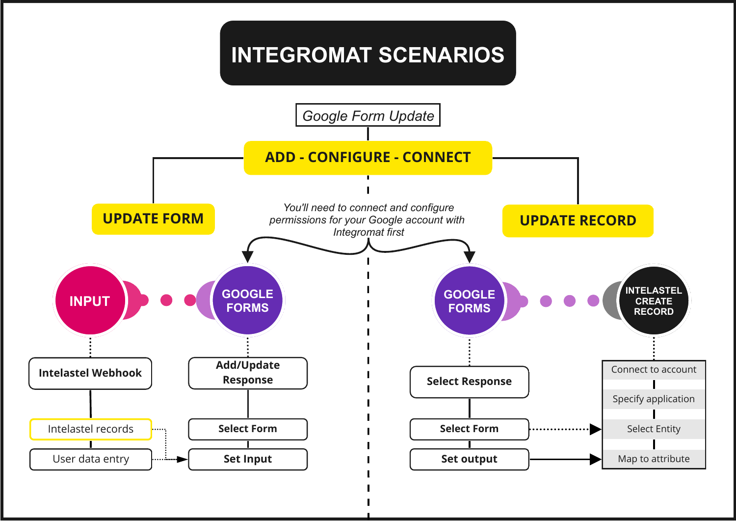# INTEGROMAT SCENARIOS

*Google Form Update*

**ADD - CONFIGURE - CONNECT**

*You'll need to connect and configure permissions for your Google account with Integromat first*

## UPDATE FORM

**INPUT** → **GOOGLE FORMS**

- **INPUT**
  - **Intelastel Webhook**
    - Intelastel records
    - User data entry
- **GOOGLE FORMS**
  - **Add/Update Response**
    - **Select Form**
    - **Set Input**

## UPDATE RECORD

**GOOGLE FORMS** → **INTELASTEL CREATE RECORD**

- **GOOGLE FORMS**
  - **Select Response**
    - **Select Form**
    - **Set output**
- **INTELASTEL CREATE RECORD**
  - Connect to account
  - Specify application
  - Select Entity
  - Map to attribute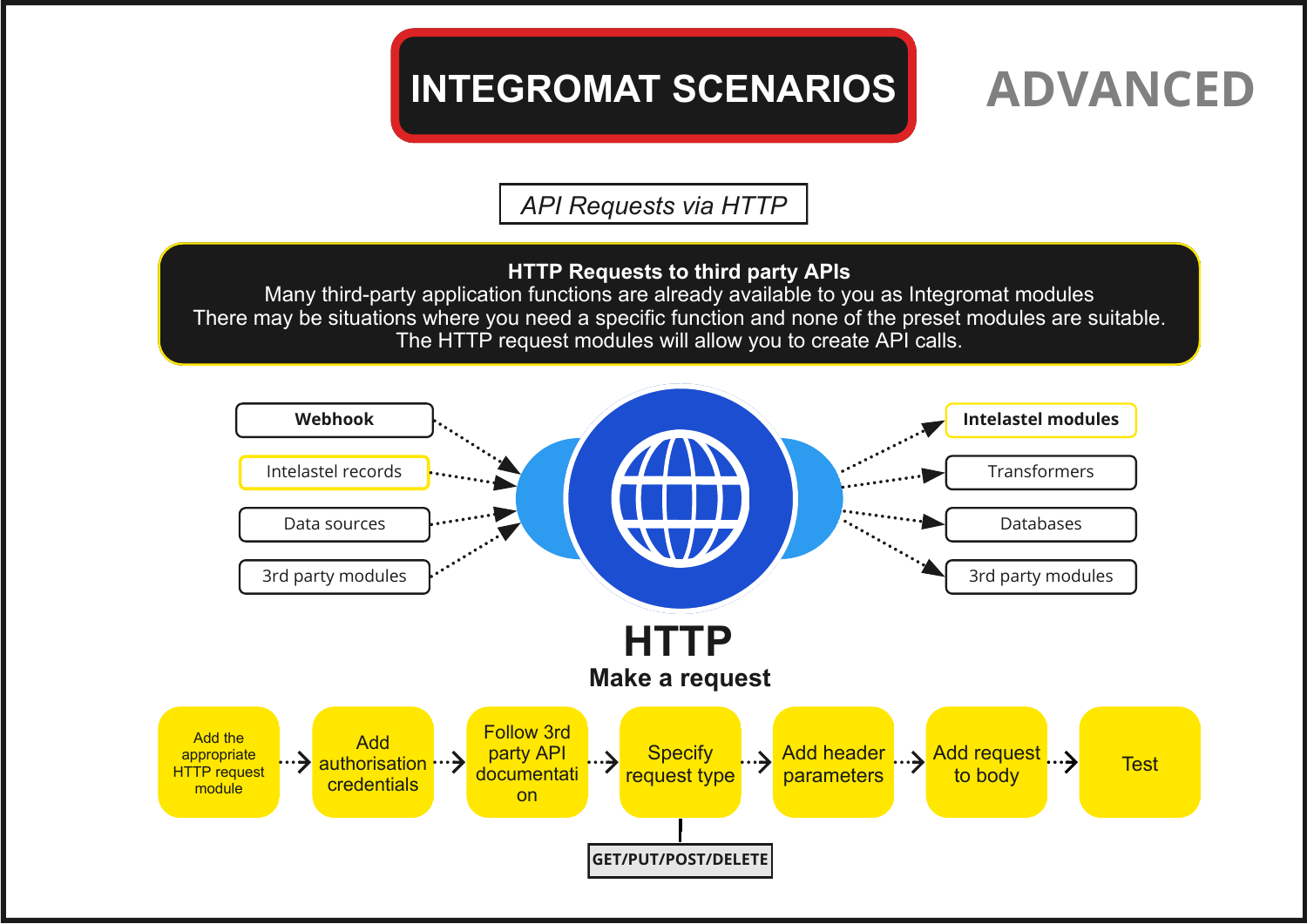# INTEGROMAT SCENARIOS

**ADVANCED**

*API Requests via HTTP*

**HTTP Requests to third party APIs**

Many third-party application functions are already available to you as Integromat modules
There may be situations where you need a specific function and none of the preset modules are suitable.
The HTTP request modules will allow you to create API calls.

Inputs:

- **Webhook**
- Intelastel records
- Data sources
- 3rd party modules

Outputs:

- **Intelastel modules**
- Transformers
- Databases
- 3rd party modules

## HTTP

**Make a request**

Add the appropriate HTTP request module → Add authorisation credentials → Follow 3rd party API documentation → Specify request type → Add header parameters → Add request to body → Test

Specify request type: **GET/PUT/POST/DELETE**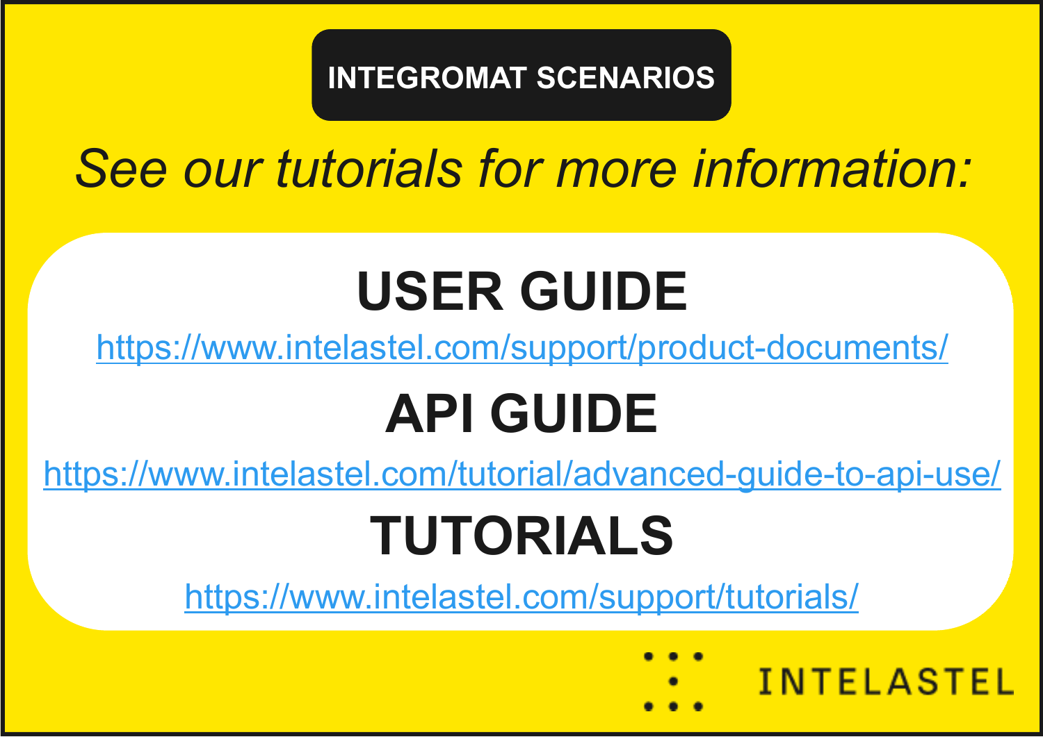**INTEGROMAT SCENARIOS**

*See our tutorials for more information:*

## USER GUIDE

https://www.intelastel.com/support/product-documents/

## API GUIDE

https://www.intelastel.com/tutorial/advanced-guide-to-api-use/

## TUTORIALS

https://www.intelastel.com/support/tutorials/

INTELASTEL